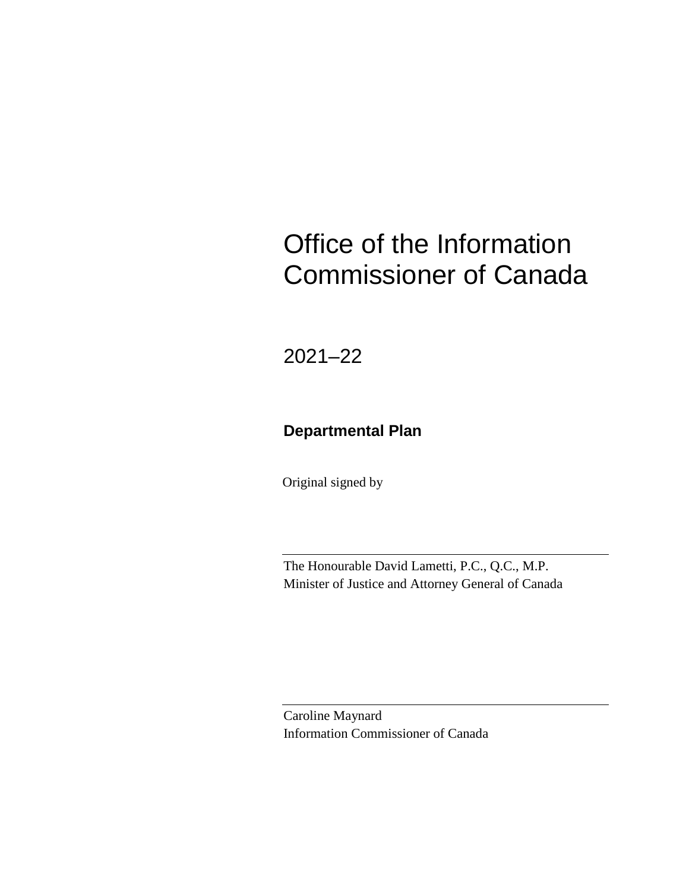# Office of the Information Commissioner of Canada

2021–22

## Departmental Plan

Original signed by

The Honourable David Lametti, P.C., Q.C., M.P.
Minister of Justice and Attorney General of Canada

Caroline Maynard
Information Commissioner of Canada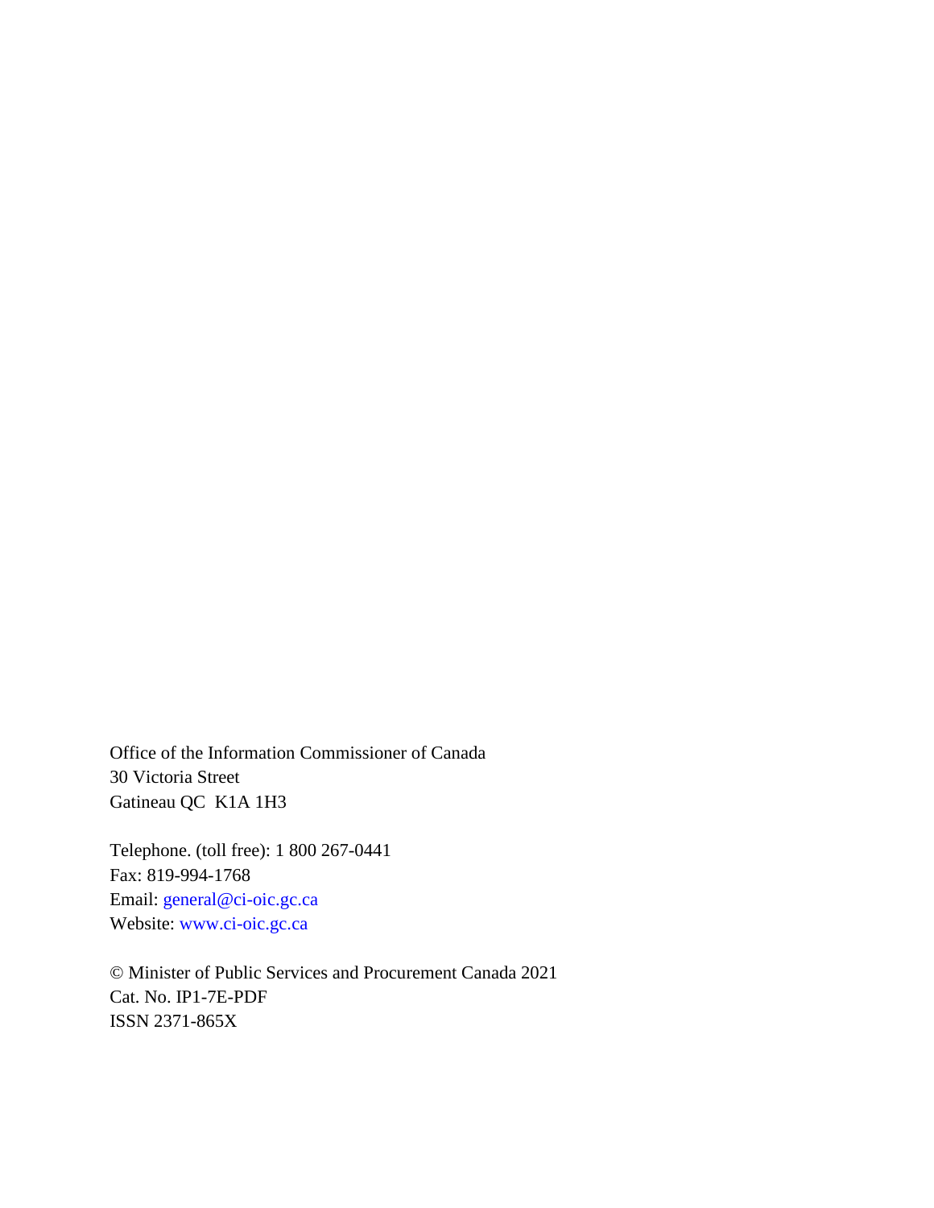Office of the Information Commissioner of Canada
30 Victoria Street
Gatineau QC  K1A 1H3

Telephone. (toll free): 1 800 267-0441
Fax: 819-994-1768
Email: general@ci-oic.gc.ca
Website: www.ci-oic.gc.ca

© Minister of Public Services and Procurement Canada 2021
Cat. No. IP1-7E-PDF
ISSN 2371-865X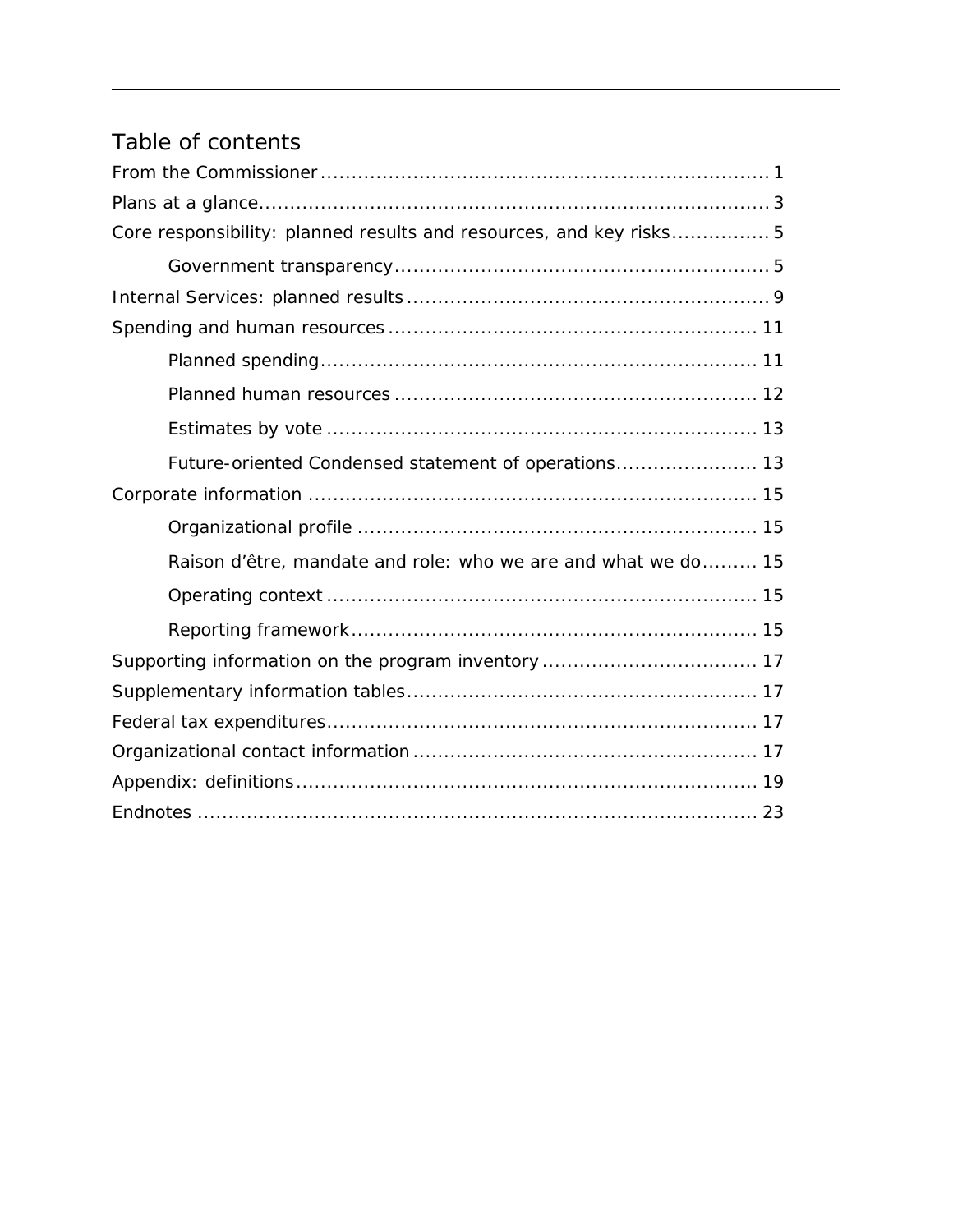# Table of contents

From the Commissioner ........................................................................ 1

Plans at a glance.................................................................................. 3

Core responsibility: planned results and resources, and key risks................ 5

- Government transparency............................................................ 5

Internal Services: planned results .......................................................... 9

Spending and human resources ........................................................... 11

- Planned spending...................................................................... 11
- Planned human resources .......................................................... 12
- Estimates by vote ..................................................................... 13
- Future-oriented Condensed statement of operations....................... 13

Corporate information ........................................................................ 15

- Organizational profile ................................................................ 15
- Raison d’être, mandate and role: who we are and what we do......... 15
- Operating context ..................................................................... 15
- Reporting framework................................................................. 15

Supporting information on the program inventory .................................. 17

Supplementary information tables......................................................... 17

Federal tax expenditures..................................................................... 17

Organizational contact information ....................................................... 17

Appendix: definitions.......................................................................... 19

Endnotes .......................................................................................... 23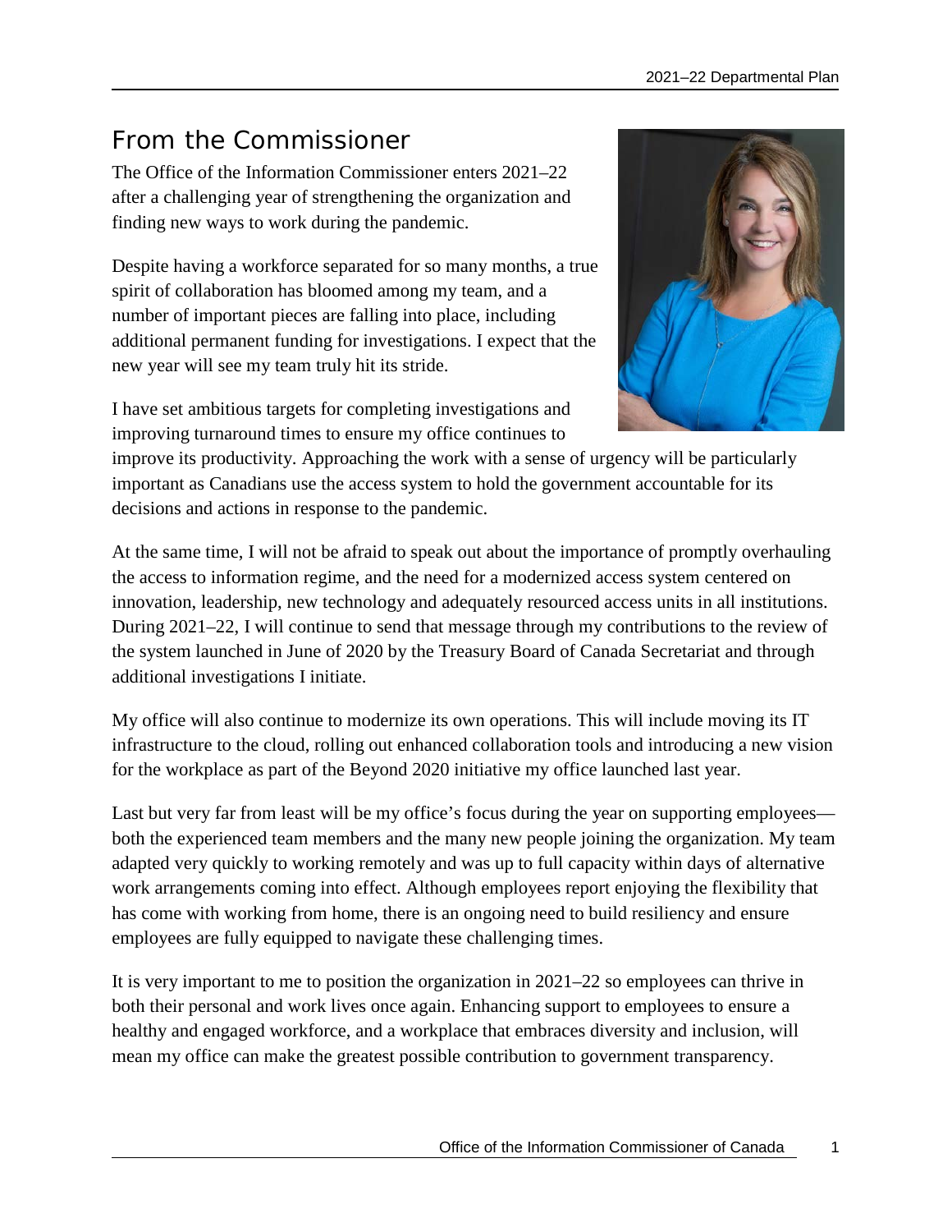## From the Commissioner

The Office of the Information Commissioner enters 2021–22 after a challenging year of strengthening the organization and finding new ways to work during the pandemic.

Despite having a workforce separated for so many months, a true spirit of collaboration has bloomed among my team, and a number of important pieces are falling into place, including additional permanent funding for investigations. I expect that the new year will see my team truly hit its stride.

I have set ambitious targets for completing investigations and improving turnaround times to ensure my office continues to improve its productivity. Approaching the work with a sense of urgency will be particularly important as Canadians use the access system to hold the government accountable for its decisions and actions in response to the pandemic.

At the same time, I will not be afraid to speak out about the importance of promptly overhauling the access to information regime, and the need for a modernized access system centered on innovation, leadership, new technology and adequately resourced access units in all institutions. During 2021–22, I will continue to send that message through my contributions to the review of the system launched in June of 2020 by the Treasury Board of Canada Secretariat and through additional investigations I initiate.

My office will also continue to modernize its own operations. This will include moving its IT infrastructure to the cloud, rolling out enhanced collaboration tools and introducing a new vision for the workplace as part of the Beyond 2020 initiative my office launched last year.

Last but very far from least will be my office's focus during the year on supporting employees—both the experienced team members and the many new people joining the organization. My team adapted very quickly to working remotely and was up to full capacity within days of alternative work arrangements coming into effect. Although employees report enjoying the flexibility that has come with working from home, there is an ongoing need to build resiliency and ensure employees are fully equipped to navigate these challenging times.

It is very important to me to position the organization in 2021–22 so employees can thrive in both their personal and work lives once again. Enhancing support to employees to ensure a healthy and engaged workforce, and a workplace that embraces diversity and inclusion, will mean my office can make the greatest possible contribution to government transparency.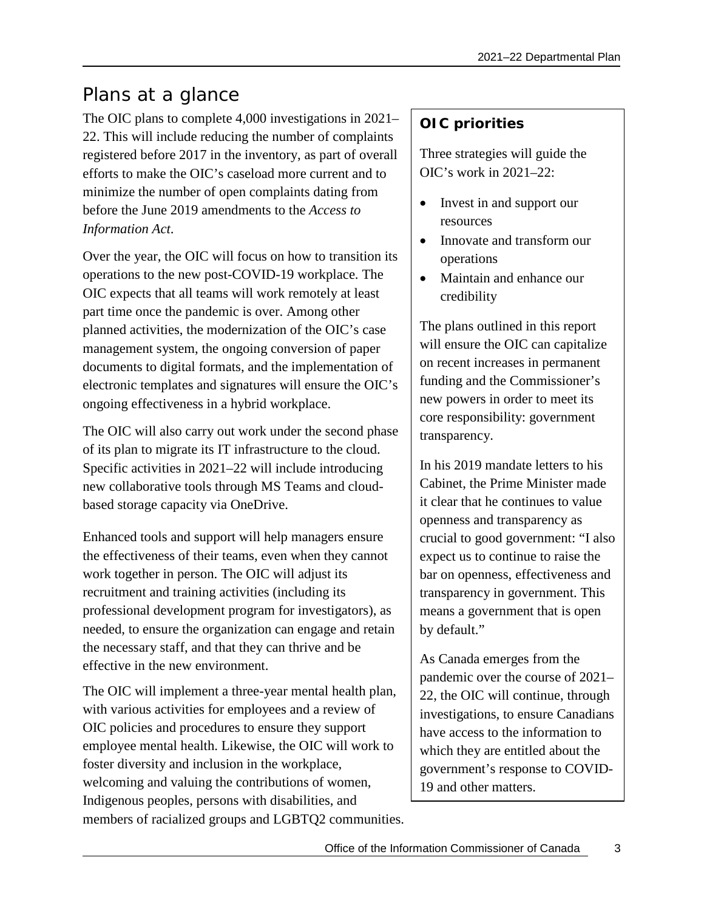## Plans at a glance

The OIC plans to complete 4,000 investigations in 2021–22. This will include reducing the number of complaints registered before 2017 in the inventory, as part of overall efforts to make the OIC's caseload more current and to minimize the number of open complaints dating from before the June 2019 amendments to the *Access to Information Act*.

Over the year, the OIC will focus on how to transition its operations to the new post-COVID-19 workplace. The OIC expects that all teams will work remotely at least part time once the pandemic is over. Among other planned activities, the modernization of the OIC's case management system, the ongoing conversion of paper documents to digital formats, and the implementation of electronic templates and signatures will ensure the OIC's ongoing effectiveness in a hybrid workplace.

The OIC will also carry out work under the second phase of its plan to migrate its IT infrastructure to the cloud. Specific activities in 2021–22 will include introducing new collaborative tools through MS Teams and cloud-based storage capacity via OneDrive.

Enhanced tools and support will help managers ensure the effectiveness of their teams, even when they cannot work together in person. The OIC will adjust its recruitment and training activities (including its professional development program for investigators), as needed, to ensure the organization can engage and retain the necessary staff, and that they can thrive and be effective in the new environment.

The OIC will implement a three-year mental health plan, with various activities for employees and a review of OIC policies and procedures to ensure they support employee mental health. Likewise, the OIC will work to foster diversity and inclusion in the workplace, welcoming and valuing the contributions of women, Indigenous peoples, persons with disabilities, and members of racialized groups and LGBTQ2 communities.

**OIC priorities**

Three strategies will guide the OIC's work in 2021–22:

- Invest in and support our resources
- Innovate and transform our operations
- Maintain and enhance our credibility

The plans outlined in this report will ensure the OIC can capitalize on recent increases in permanent funding and the Commissioner's new powers in order to meet its core responsibility: government transparency.

In his 2019 mandate letters to his Cabinet, the Prime Minister made it clear that he continues to value openness and transparency as crucial to good government: "I also expect us to continue to raise the bar on openness, effectiveness and transparency in government. This means a government that is open by default."

As Canada emerges from the pandemic over the course of 2021–22, the OIC will continue, through investigations, to ensure Canadians have access to the information to which they are entitled about the government's response to COVID-19 and other matters.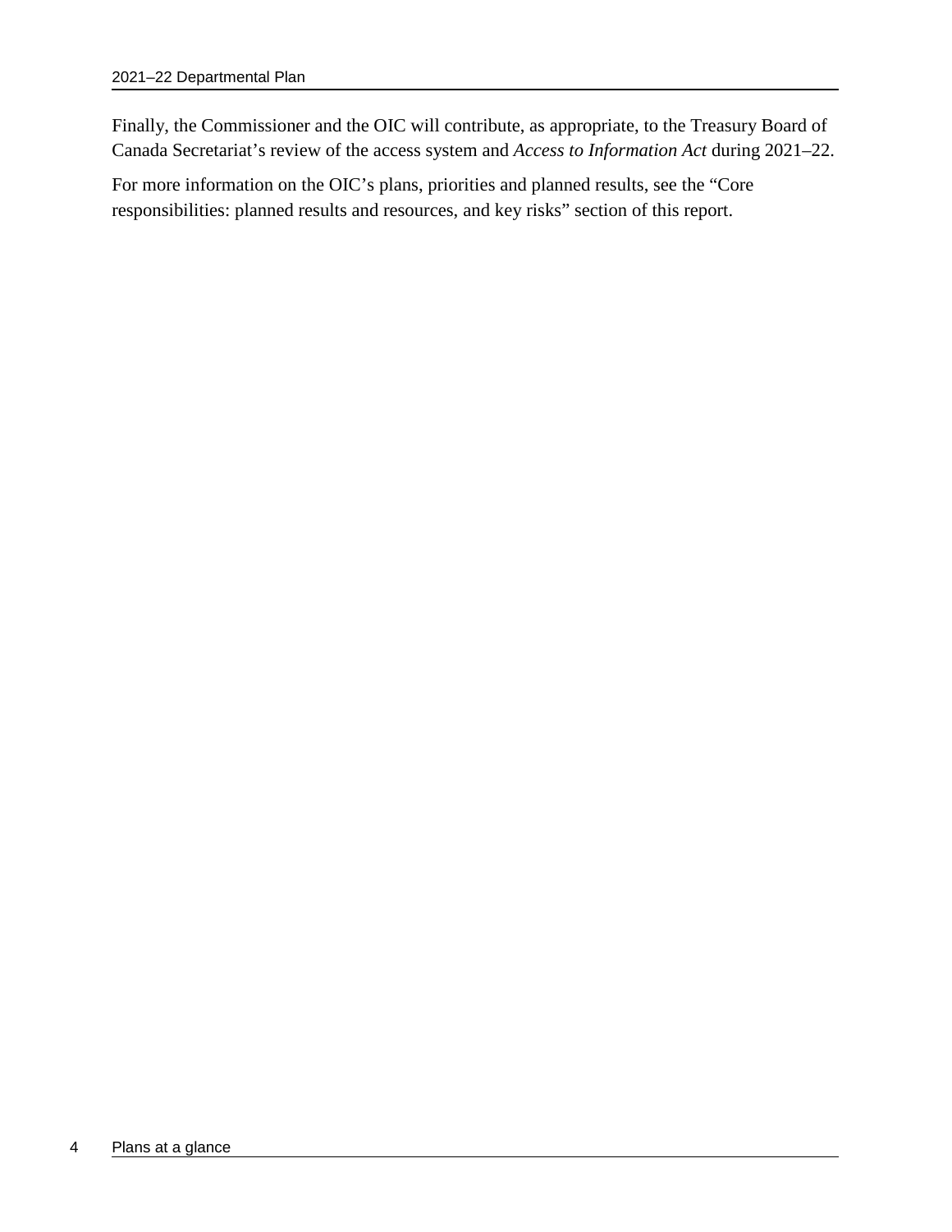Finally, the Commissioner and the OIC will contribute, as appropriate, to the Treasury Board of Canada Secretariat's review of the access system and *Access to Information Act* during 2021–22.

For more information on the OIC's plans, priorities and planned results, see the "Core responsibilities: planned results and resources, and key risks" section of this report.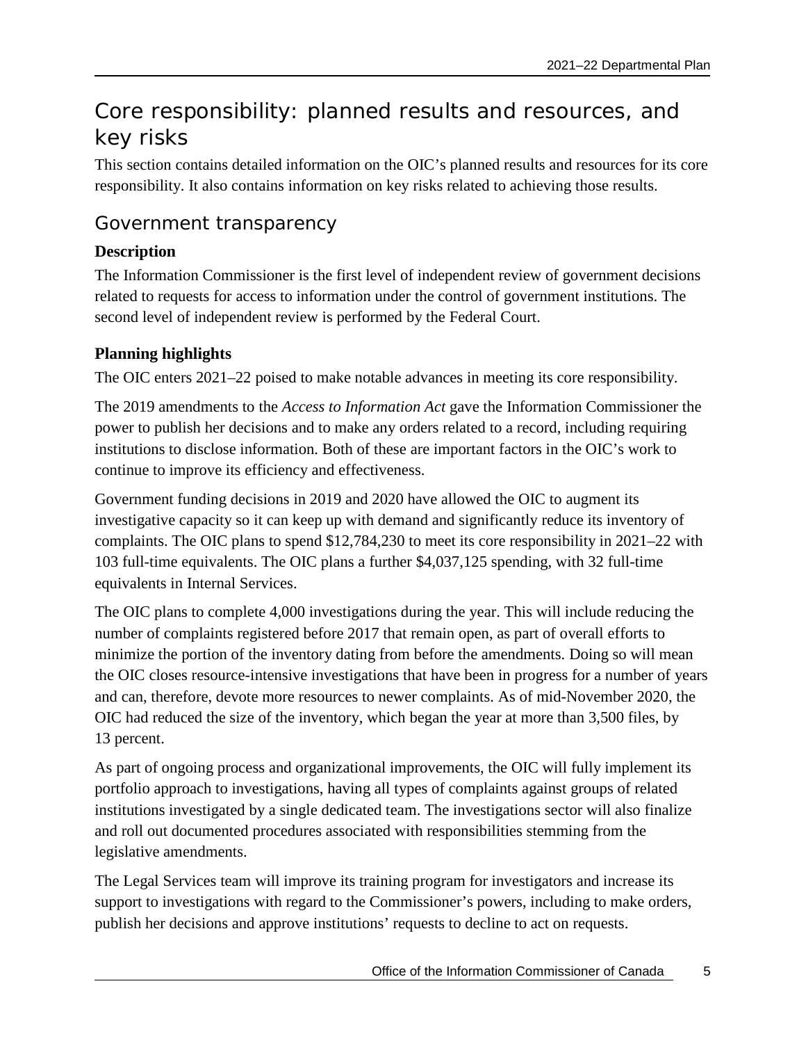# Core responsibility: planned results and resources, and key risks

This section contains detailed information on the OIC's planned results and resources for its core responsibility. It also contains information on key risks related to achieving those results.

## Government transparency

### Description

The Information Commissioner is the first level of independent review of government decisions related to requests for access to information under the control of government institutions. The second level of independent review is performed by the Federal Court.

### Planning highlights

The OIC enters 2021–22 poised to make notable advances in meeting its core responsibility.

The 2019 amendments to the *Access to Information Act* gave the Information Commissioner the power to publish her decisions and to make any orders related to a record, including requiring institutions to disclose information. Both of these are important factors in the OIC's work to continue to improve its efficiency and effectiveness.

Government funding decisions in 2019 and 2020 have allowed the OIC to augment its investigative capacity so it can keep up with demand and significantly reduce its inventory of complaints. The OIC plans to spend $12,784,230 to meet its core responsibility in 2021–22 with 103 full-time equivalents. The OIC plans a further $4,037,125 spending, with 32 full-time equivalents in Internal Services.

The OIC plans to complete 4,000 investigations during the year. This will include reducing the number of complaints registered before 2017 that remain open, as part of overall efforts to minimize the portion of the inventory dating from before the amendments. Doing so will mean the OIC closes resource-intensive investigations that have been in progress for a number of years and can, therefore, devote more resources to newer complaints. As of mid-November 2020, the OIC had reduced the size of the inventory, which began the year at more than 3,500 files, by 13 percent.

As part of ongoing process and organizational improvements, the OIC will fully implement its portfolio approach to investigations, having all types of complaints against groups of related institutions investigated by a single dedicated team. The investigations sector will also finalize and roll out documented procedures associated with responsibilities stemming from the legislative amendments.

The Legal Services team will improve its training program for investigators and increase its support to investigations with regard to the Commissioner's powers, including to make orders, publish her decisions and approve institutions' requests to decline to act on requests.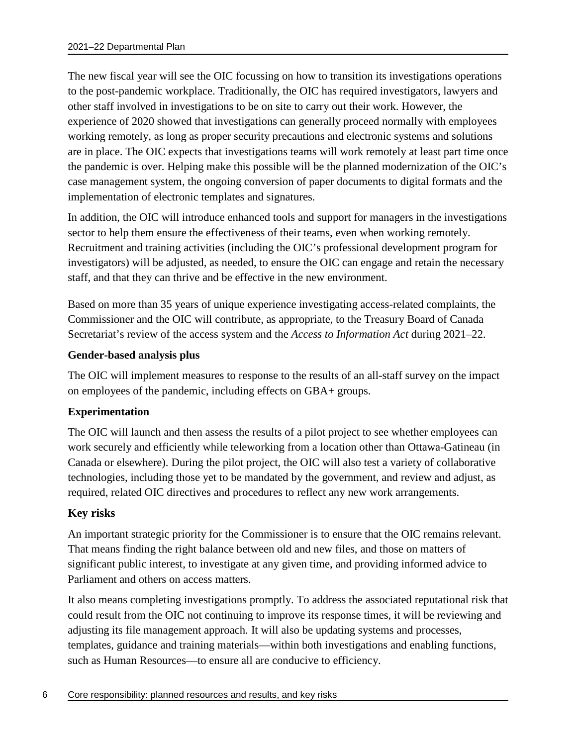The new fiscal year will see the OIC focussing on how to transition its investigations operations to the post-pandemic workplace. Traditionally, the OIC has required investigators, lawyers and other staff involved in investigations to be on site to carry out their work. However, the experience of 2020 showed that investigations can generally proceed normally with employees working remotely, as long as proper security precautions and electronic systems and solutions are in place. The OIC expects that investigations teams will work remotely at least part time once the pandemic is over. Helping make this possible will be the planned modernization of the OIC's case management system, the ongoing conversion of paper documents to digital formats and the implementation of electronic templates and signatures.

In addition, the OIC will introduce enhanced tools and support for managers in the investigations sector to help them ensure the effectiveness of their teams, even when working remotely. Recruitment and training activities (including the OIC's professional development program for investigators) will be adjusted, as needed, to ensure the OIC can engage and retain the necessary staff, and that they can thrive and be effective in the new environment.

Based on more than 35 years of unique experience investigating access-related complaints, the Commissioner and the OIC will contribute, as appropriate, to the Treasury Board of Canada Secretariat's review of the access system and the *Access to Information Act* during 2021–22.

**Gender-based analysis plus**

The OIC will implement measures to response to the results of an all-staff survey on the impact on employees of the pandemic, including effects on GBA+ groups.

**Experimentation**

The OIC will launch and then assess the results of a pilot project to see whether employees can work securely and efficiently while teleworking from a location other than Ottawa-Gatineau (in Canada or elsewhere). During the pilot project, the OIC will also test a variety of collaborative technologies, including those yet to be mandated by the government, and review and adjust, as required, related OIC directives and procedures to reflect any new work arrangements.

**Key risks**

An important strategic priority for the Commissioner is to ensure that the OIC remains relevant. That means finding the right balance between old and new files, and those on matters of significant public interest, to investigate at any given time, and providing informed advice to Parliament and others on access matters.

It also means completing investigations promptly. To address the associated reputational risk that could result from the OIC not continuing to improve its response times, it will be reviewing and adjusting its file management approach. It will also be updating systems and processes, templates, guidance and training materials—within both investigations and enabling functions, such as Human Resources—to ensure all are conducive to efficiency.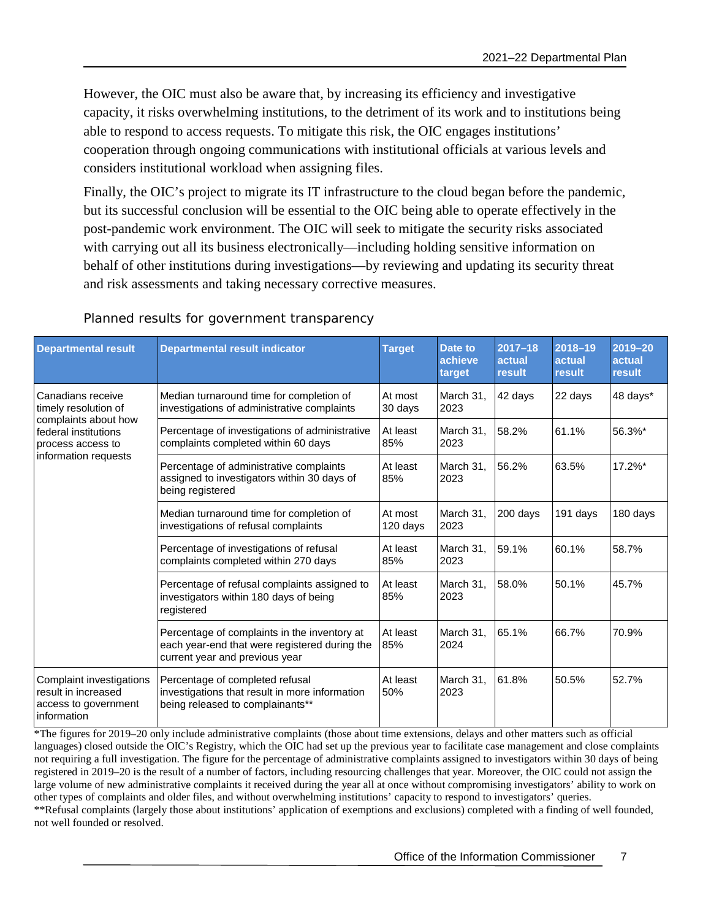However, the OIC must also be aware that, by increasing its efficiency and investigative capacity, it risks overwhelming institutions, to the detriment of its work and to institutions being able to respond to access requests. To mitigate this risk, the OIC engages institutions' cooperation through ongoing communications with institutional officials at various levels and considers institutional workload when assigning files.

Finally, the OIC's project to migrate its IT infrastructure to the cloud began before the pandemic, but its successful conclusion will be essential to the OIC being able to operate effectively in the post-pandemic work environment. The OIC will seek to mitigate the security risks associated with carrying out all its business electronically—including holding sensitive information on behalf of other institutions during investigations—by reviewing and updating its security threat and risk assessments and taking necessary corrective measures.

### Planned results for government transparency

| Departmental result | Departmental result indicator | Target | Date to achieve target | 2017–18 actual result | 2018–19 actual result | 2019–20 actual result |
|---|---|---|---|---|---|---|
| Canadians receive timely resolution of complaints about how federal institutions process access to information requests | Median turnaround time for completion of investigations of administrative complaints | At most 30 days | March 31, 2023 | 42 days | 22 days | 48 days* |
| | Percentage of investigations of administrative complaints completed within 60 days | At least 85% | March 31, 2023 | 58.2% | 61.1% | 56.3%* |
| | Percentage of administrative complaints assigned to investigators within 30 days of being registered | At least 85% | March 31, 2023 | 56.2% | 63.5% | 17.2%* |
| | Median turnaround time for completion of investigations of refusal complaints | At most 120 days | March 31, 2023 | 200 days | 191 days | 180 days |
| | Percentage of investigations of refusal complaints completed within 270 days | At least 85% | March 31, 2023 | 59.1% | 60.1% | 58.7% |
| | Percentage of refusal complaints assigned to investigators within 180 days of being registered | At least 85% | March 31, 2023 | 58.0% | 50.1% | 45.7% |
| | Percentage of complaints in the inventory at each year-end that were registered during the current year and previous year | At least 85% | March 31, 2024 | 65.1% | 66.7% | 70.9% |
| Complaint investigations result in increased access to government information | Percentage of completed refusal investigations that result in more information being released to complainants** | At least 50% | March 31, 2023 | 61.8% | 50.5% | 52.7% |

*The figures for 2019–20 only include administrative complaints (those about time extensions, delays and other matters such as official languages) closed outside the OIC's Registry, which the OIC had set up the previous year to facilitate case management and close complaints not requiring a full investigation. The figure for the percentage of administrative complaints assigned to investigators within 30 days of being registered in 2019–20 is the result of a number of factors, including resourcing challenges that year. Moreover, the OIC could not assign the large volume of new administrative complaints it received during the year all at once without compromising investigators' ability to work on other types of complaints and older files, and without overwhelming institutions' capacity to respond to investigators' queries.

**Refusal complaints (largely those about institutions' application of exemptions and exclusions) completed with a finding of well founded, not well founded or resolved.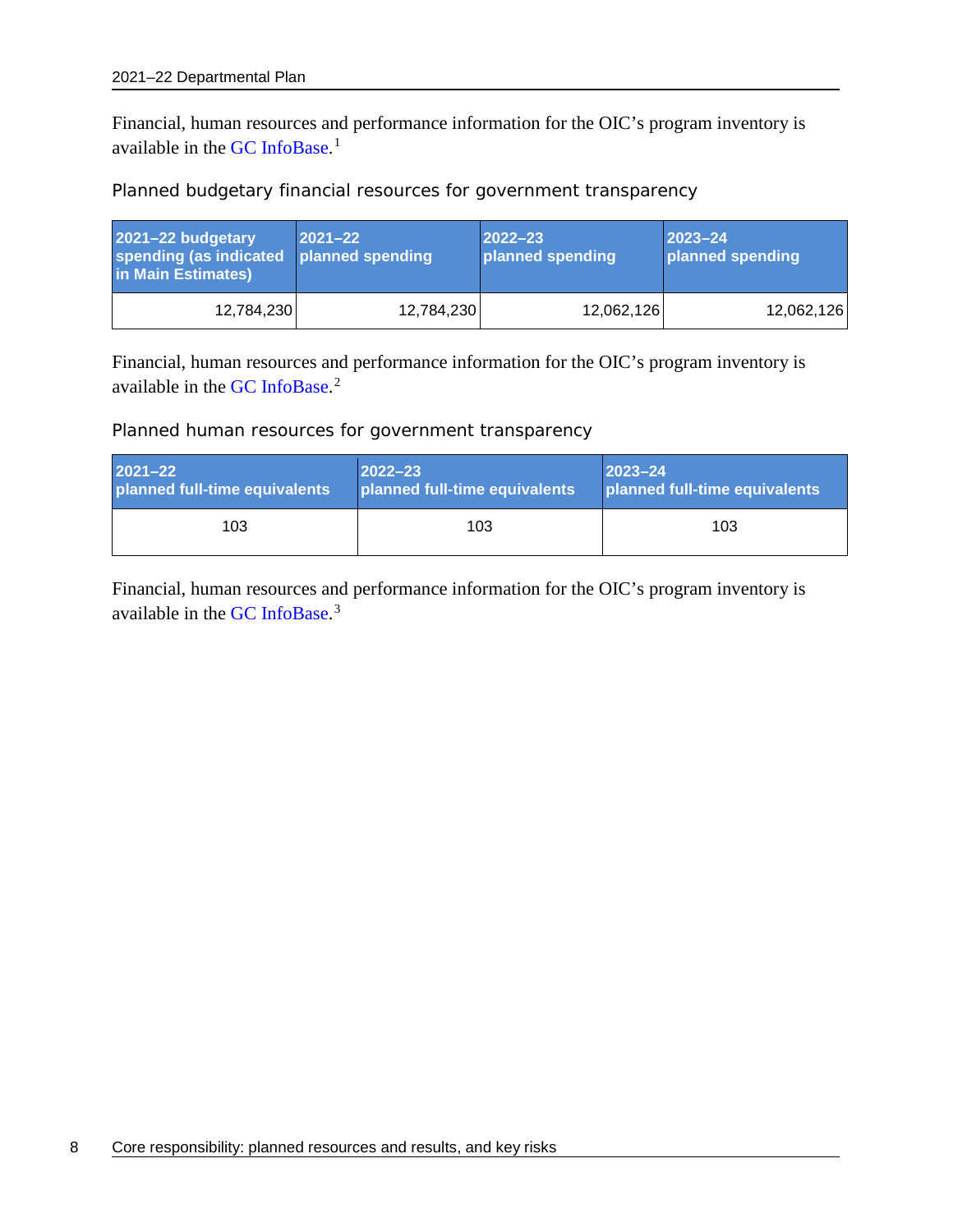Financial, human resources and performance information for the OIC's program inventory is available in the GC InfoBase.[1]

### Planned budgetary financial resources for government transparency

| 2021–22 budgetary spending (as indicated in Main Estimates) | 2021–22 planned spending | 2022–23 planned spending | 2023–24 planned spending |
|---|---|---|---|
| 12,784,230 | 12,784,230 | 12,062,126 | 12,062,126 |

Financial, human resources and performance information for the OIC's program inventory is available in the GC InfoBase.[2]

### Planned human resources for government transparency

| 2021–22 planned full-time equivalents | 2022–23 planned full-time equivalents | 2023–24 planned full-time equivalents |
|---|---|---|
| 103 | 103 | 103 |

Financial, human resources and performance information for the OIC's program inventory is available in the GC InfoBase.[3]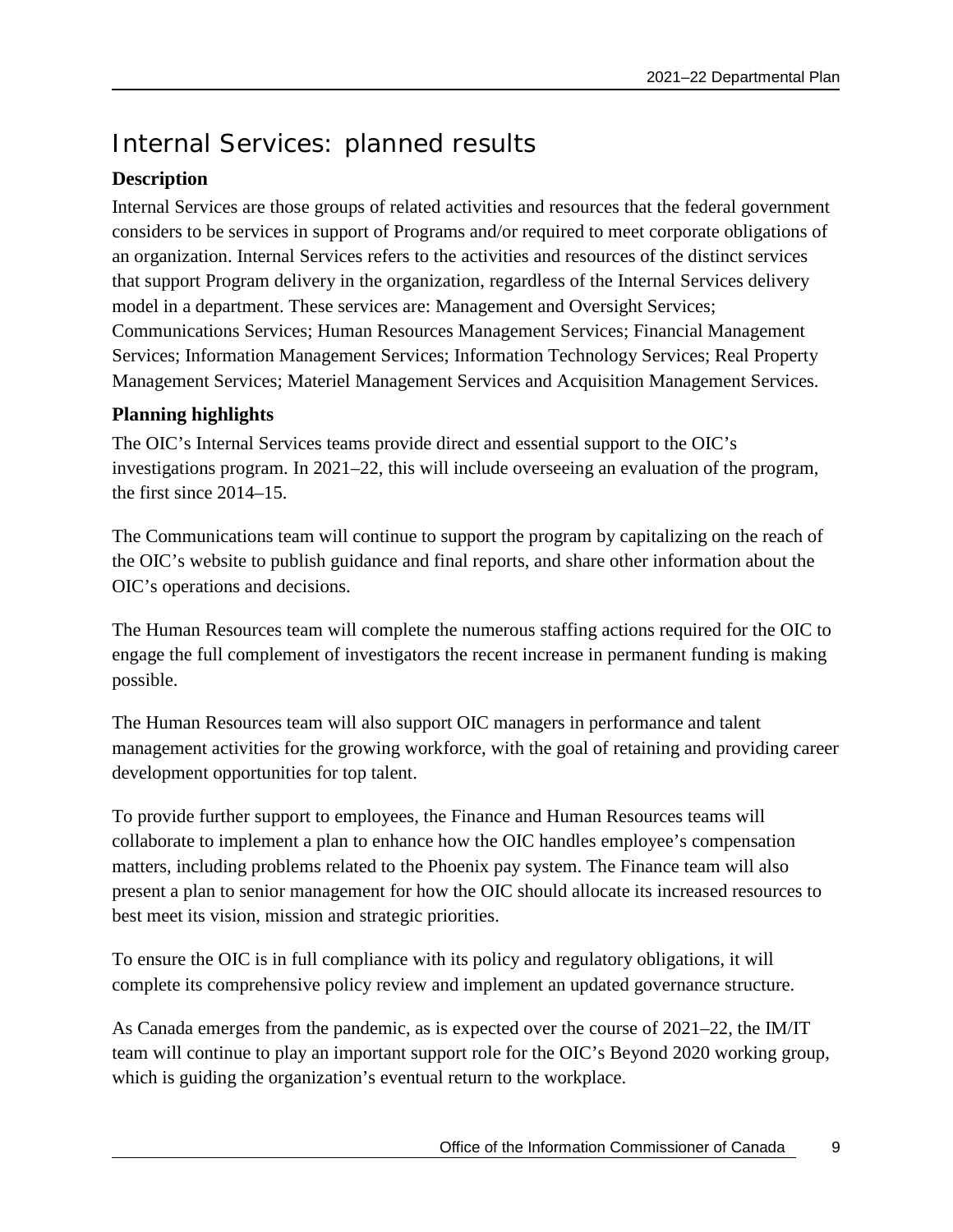## Internal Services: planned results

### Description

Internal Services are those groups of related activities and resources that the federal government considers to be services in support of Programs and/or required to meet corporate obligations of an organization. Internal Services refers to the activities and resources of the distinct services that support Program delivery in the organization, regardless of the Internal Services delivery model in a department. These services are: Management and Oversight Services; Communications Services; Human Resources Management Services; Financial Management Services; Information Management Services; Information Technology Services; Real Property Management Services; Materiel Management Services and Acquisition Management Services.

### Planning highlights

The OIC's Internal Services teams provide direct and essential support to the OIC's investigations program. In 2021–22, this will include overseeing an evaluation of the program, the first since 2014–15.

The Communications team will continue to support the program by capitalizing on the reach of the OIC's website to publish guidance and final reports, and share other information about the OIC's operations and decisions.

The Human Resources team will complete the numerous staffing actions required for the OIC to engage the full complement of investigators the recent increase in permanent funding is making possible.

The Human Resources team will also support OIC managers in performance and talent management activities for the growing workforce, with the goal of retaining and providing career development opportunities for top talent.

To provide further support to employees, the Finance and Human Resources teams will collaborate to implement a plan to enhance how the OIC handles employee's compensation matters, including problems related to the Phoenix pay system. The Finance team will also present a plan to senior management for how the OIC should allocate its increased resources to best meet its vision, mission and strategic priorities.

To ensure the OIC is in full compliance with its policy and regulatory obligations, it will complete its comprehensive policy review and implement an updated governance structure.

As Canada emerges from the pandemic, as is expected over the course of 2021–22, the IM/IT team will continue to play an important support role for the OIC's Beyond 2020 working group, which is guiding the organization's eventual return to the workplace.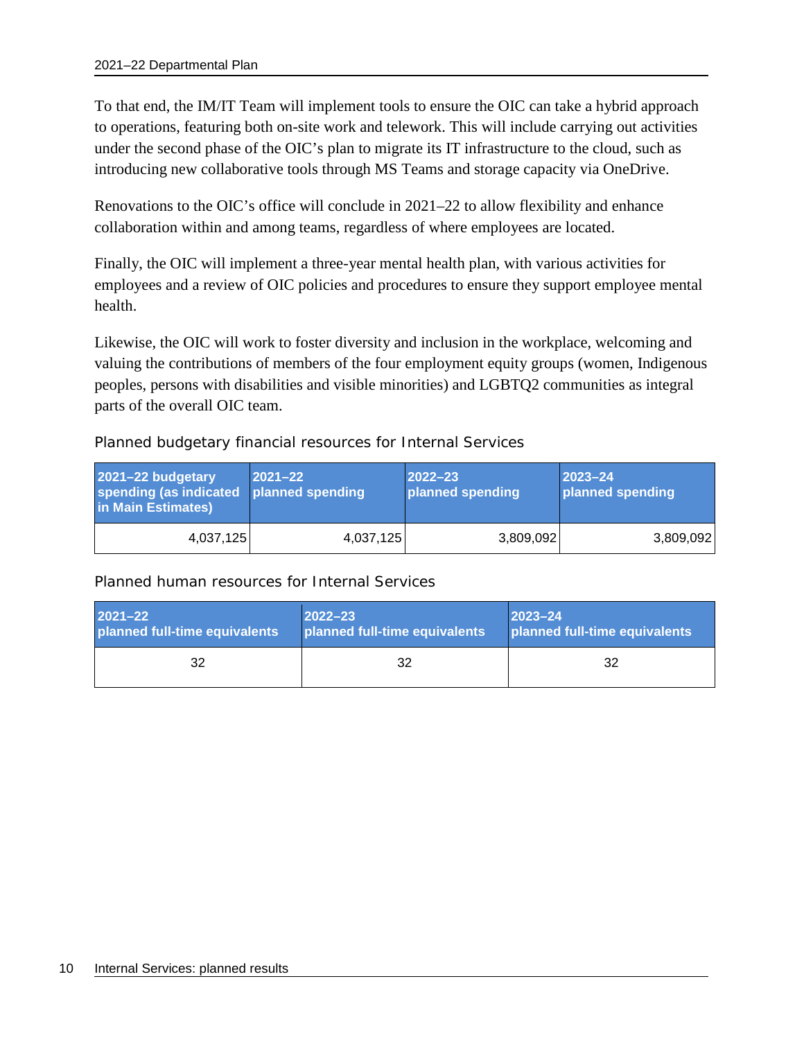To that end, the IM/IT Team will implement tools to ensure the OIC can take a hybrid approach to operations, featuring both on-site work and telework. This will include carrying out activities under the second phase of the OIC's plan to migrate its IT infrastructure to the cloud, such as introducing new collaborative tools through MS Teams and storage capacity via OneDrive.

Renovations to the OIC's office will conclude in 2021–22 to allow flexibility and enhance collaboration within and among teams, regardless of where employees are located.

Finally, the OIC will implement a three-year mental health plan, with various activities for employees and a review of OIC policies and procedures to ensure they support employee mental health.

Likewise, the OIC will work to foster diversity and inclusion in the workplace, welcoming and valuing the contributions of members of the four employment equity groups (women, Indigenous peoples, persons with disabilities and visible minorities) and LGBTQ2 communities as integral parts of the overall OIC team.

### Planned budgetary financial resources for Internal Services

| 2021–22 budgetary spending (as indicated in Main Estimates) | 2021–22 planned spending | 2022–23 planned spending | 2023–24 planned spending |
|---|---|---|---|
| 4,037,125 | 4,037,125 | 3,809,092 | 3,809,092 |

### Planned human resources for Internal Services

| 2021–22 planned full-time equivalents | 2022–23 planned full-time equivalents | 2023–24 planned full-time equivalents |
|---|---|---|
| 32 | 32 | 32 |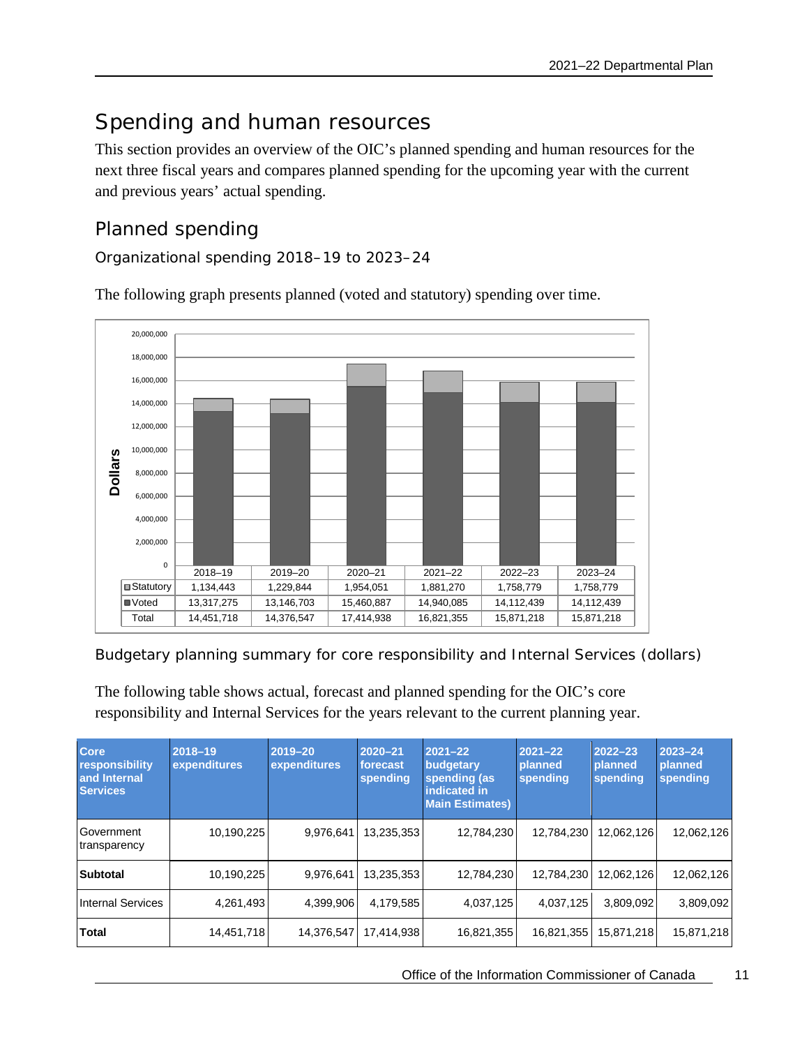## Spending and human resources

This section provides an overview of the OIC's planned spending and human resources for the next three fiscal years and compares planned spending for the upcoming year with the current and previous years' actual spending.

### Planned spending

#### Organizational spending 2018–19 to 2023–24

The following graph presents planned (voted and statutory) spending over time.

| | 2018–19 | 2019–20 | 2020–21 | 2021–22 | 2022–23 | 2023–24 |
|---|---|---|---|---|---|---|
| Statutory | 1,134,443 | 1,229,844 | 1,954,051 | 1,881,270 | 1,758,779 | 1,758,779 |
| Voted | 13,317,275 | 13,146,703 | 15,460,887 | 14,940,085 | 14,112,439 | 14,112,439 |
| Total | 14,451,718 | 14,376,547 | 17,414,938 | 16,821,355 | 15,871,218 | 15,871,218 |

#### Budgetary planning summary for core responsibility and Internal Services (dollars)

The following table shows actual, forecast and planned spending for the OIC's core responsibility and Internal Services for the years relevant to the current planning year.

| Core responsibility and Internal Services | 2018–19 expenditures | 2019–20 expenditures | 2020–21 forecast spending | 2021–22 budgetary spending (as indicated in Main Estimates) | 2021–22 planned spending | 2022–23 planned spending | 2023–24 planned spending |
|---|---|---|---|---|---|---|---|
| Government transparency | 10,190,225 | 9,976,641 | 13,235,353 | 12,784,230 | 12,784,230 | 12,062,126 | 12,062,126 |
| **Subtotal** | 10,190,225 | 9,976,641 | 13,235,353 | 12,784,230 | 12,784,230 | 12,062,126 | 12,062,126 |
| Internal Services | 4,261,493 | 4,399,906 | 4,179,585 | 4,037,125 | 4,037,125 | 3,809,092 | 3,809,092 |
| **Total** | 14,451,718 | 14,376,547 | 17,414,938 | 16,821,355 | 16,821,355 | 15,871,218 | 15,871,218 |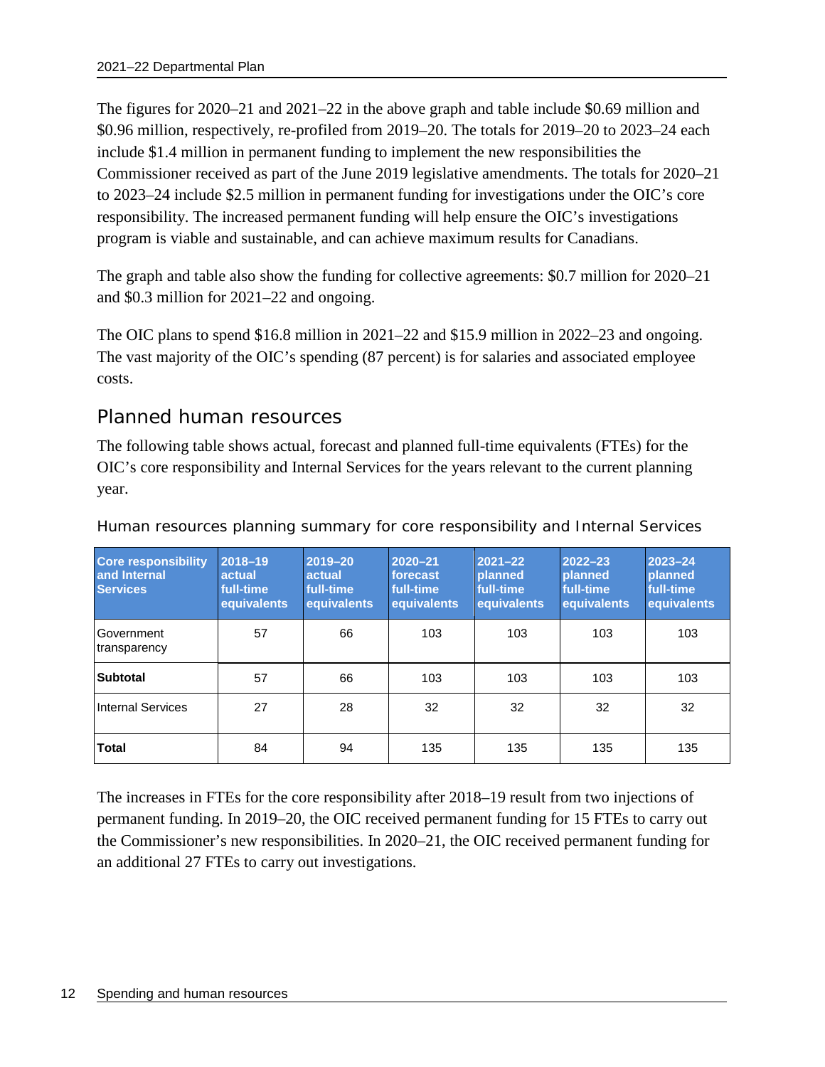The figures for 2020–21 and 2021–22 in the above graph and table include $0.69 million and $0.96 million, respectively, re-profiled from 2019–20. The totals for 2019–20 to 2023–24 each include $1.4 million in permanent funding to implement the new responsibilities the Commissioner received as part of the June 2019 legislative amendments. The totals for 2020–21 to 2023–24 include $2.5 million in permanent funding for investigations under the OIC's core responsibility. The increased permanent funding will help ensure the OIC's investigations program is viable and sustainable, and can achieve maximum results for Canadians.

The graph and table also show the funding for collective agreements: $0.7 million for 2020–21 and $0.3 million for 2021–22 and ongoing.

The OIC plans to spend $16.8 million in 2021–22 and $15.9 million in 2022–23 and ongoing. The vast majority of the OIC's spending (87 percent) is for salaries and associated employee costs.

## Planned human resources

The following table shows actual, forecast and planned full-time equivalents (FTEs) for the OIC's core responsibility and Internal Services for the years relevant to the current planning year.

### Human resources planning summary for core responsibility and Internal Services

| Core responsibility and Internal Services | 2018–19 actual full-time equivalents | 2019–20 actual full-time equivalents | 2020–21 forecast full-time equivalents | 2021–22 planned full-time equivalents | 2022–23 planned full-time equivalents | 2023–24 planned full-time equivalents |
|---|---|---|---|---|---|---|
| Government transparency | 57 | 66 | 103 | 103 | 103 | 103 |
| **Subtotal** | 57 | 66 | 103 | 103 | 103 | 103 |
| Internal Services | 27 | 28 | 32 | 32 | 32 | 32 |
| **Total** | 84 | 94 | 135 | 135 | 135 | 135 |

The increases in FTEs for the core responsibility after 2018–19 result from two injections of permanent funding. In 2019–20, the OIC received permanent funding for 15 FTEs to carry out the Commissioner's new responsibilities. In 2020–21, the OIC received permanent funding for an additional 27 FTEs to carry out investigations.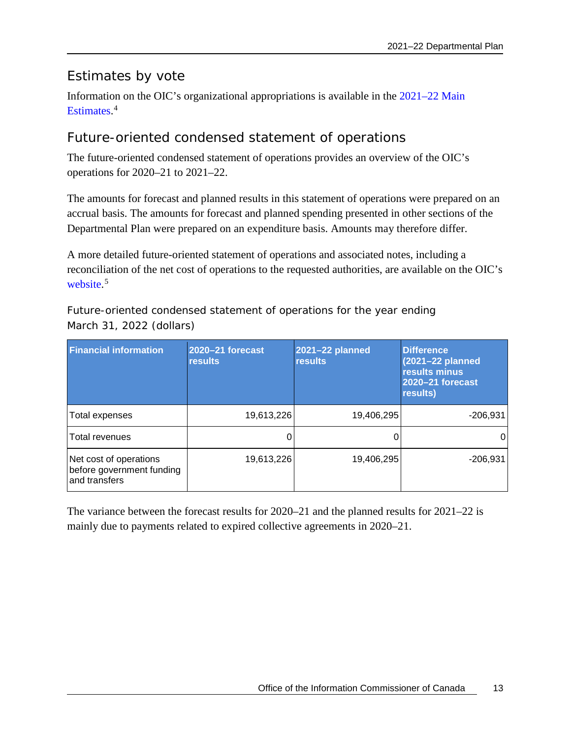## Estimates by vote

Information on the OIC's organizational appropriations is available in the 2021–22 Main Estimates.[4]

## Future-oriented condensed statement of operations

The future-oriented condensed statement of operations provides an overview of the OIC's operations for 2020–21 to 2021–22.

The amounts for forecast and planned results in this statement of operations were prepared on an accrual basis. The amounts for forecast and planned spending presented in other sections of the Departmental Plan were prepared on an expenditure basis. Amounts may therefore differ.

A more detailed future-oriented statement of operations and associated notes, including a reconciliation of the net cost of operations to the requested authorities, are available on the OIC's website.[5]

### Future-oriented condensed statement of operations for the year ending March 31, 2022 (dollars)

| Financial information | 2020–21 forecast results | 2021–22 planned results | Difference (2021–22 planned results minus 2020–21 forecast results) |
|---|---|---|---|
| Total expenses | 19,613,226 | 19,406,295 | -206,931 |
| Total revenues | 0 | 0 | 0 |
| Net cost of operations before government funding and transfers | 19,613,226 | 19,406,295 | -206,931 |

The variance between the forecast results for 2020–21 and the planned results for 2021–22 is mainly due to payments related to expired collective agreements in 2020–21.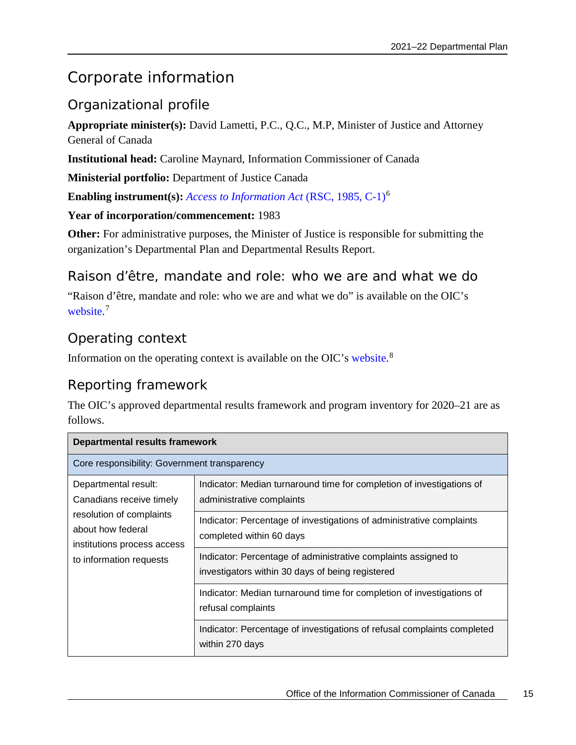# Corporate information

## Organizational profile

**Appropriate minister(s):** David Lametti, P.C., Q.C., M.P, Minister of Justice and Attorney General of Canada

**Institutional head:** Caroline Maynard, Information Commissioner of Canada

**Ministerial portfolio:** Department of Justice Canada

**Enabling instrument(s):** *Access to Information Act* (RSC, 1985, C-1)[6]

**Year of incorporation/commencement:** 1983

**Other:** For administrative purposes, the Minister of Justice is responsible for submitting the organization's Departmental Plan and Departmental Results Report.

## Raison d'être, mandate and role: who we are and what we do

"Raison d'être, mandate and role: who we are and what we do" is available on the OIC's website.[7]

## Operating context

Information on the operating context is available on the OIC's website.[8]

## Reporting framework

The OIC's approved departmental results framework and program inventory for 2020–21 are as follows.

| **Departmental results framework** | |
|---|---|
| Core responsibility: Government transparency | |
| Departmental result: Canadians receive timely resolution of complaints about how federal institutions process access to information requests | Indicator: Median turnaround time for completion of investigations of administrative complaints |
| | Indicator: Percentage of investigations of administrative complaints completed within 60 days |
| | Indicator: Percentage of administrative complaints assigned to investigators within 30 days of being registered |
| | Indicator: Median turnaround time for completion of investigations of refusal complaints |
| | Indicator: Percentage of investigations of refusal complaints completed within 270 days |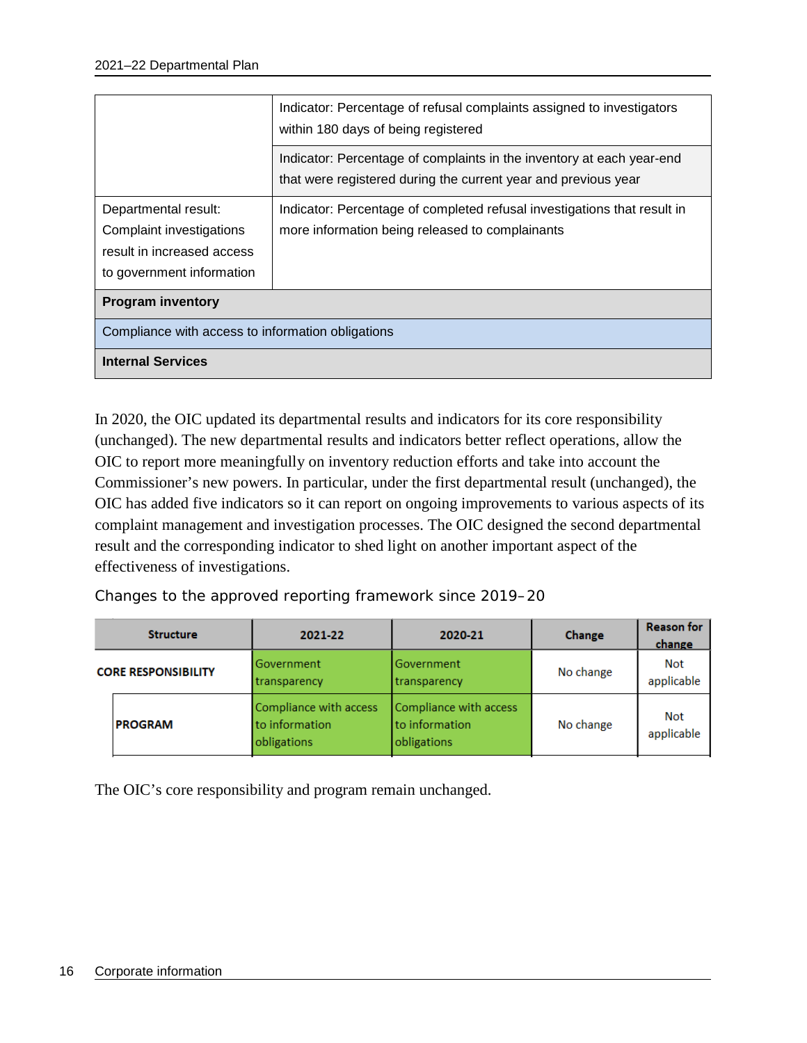| | |
|---|---|
| | Indicator: Percentage of refusal complaints assigned to investigators within 180 days of being registered |
| | Indicator: Percentage of complaints in the inventory at each year-end that were registered during the current year and previous year |
| Departmental result: Complaint investigations result in increased access to government information | Indicator: Percentage of completed refusal investigations that result in more information being released to complainants |
| **Program inventory** | |
| Compliance with access to information obligations | |
| **Internal Services** | |

In 2020, the OIC updated its departmental results and indicators for its core responsibility (unchanged). The new departmental results and indicators better reflect operations, allow the OIC to report more meaningfully on inventory reduction efforts and take into account the Commissioner's new powers. In particular, under the first departmental result (unchanged), the OIC has added five indicators so it can report on ongoing improvements to various aspects of its complaint management and investigation processes. The OIC designed the second departmental result and the corresponding indicator to shed light on another important aspect of the effectiveness of investigations.

Changes to the approved reporting framework since 2019–20

| Structure | 2021-22 | 2020-21 | Change | Reason for change |
|---|---|---|---|---|
| **CORE RESPONSIBILITY** | Government transparency | Government transparency | No change | Not applicable |
| **PROGRAM** | Compliance with access to information obligations | Compliance with access to information obligations | No change | Not applicable |

The OIC's core responsibility and program remain unchanged.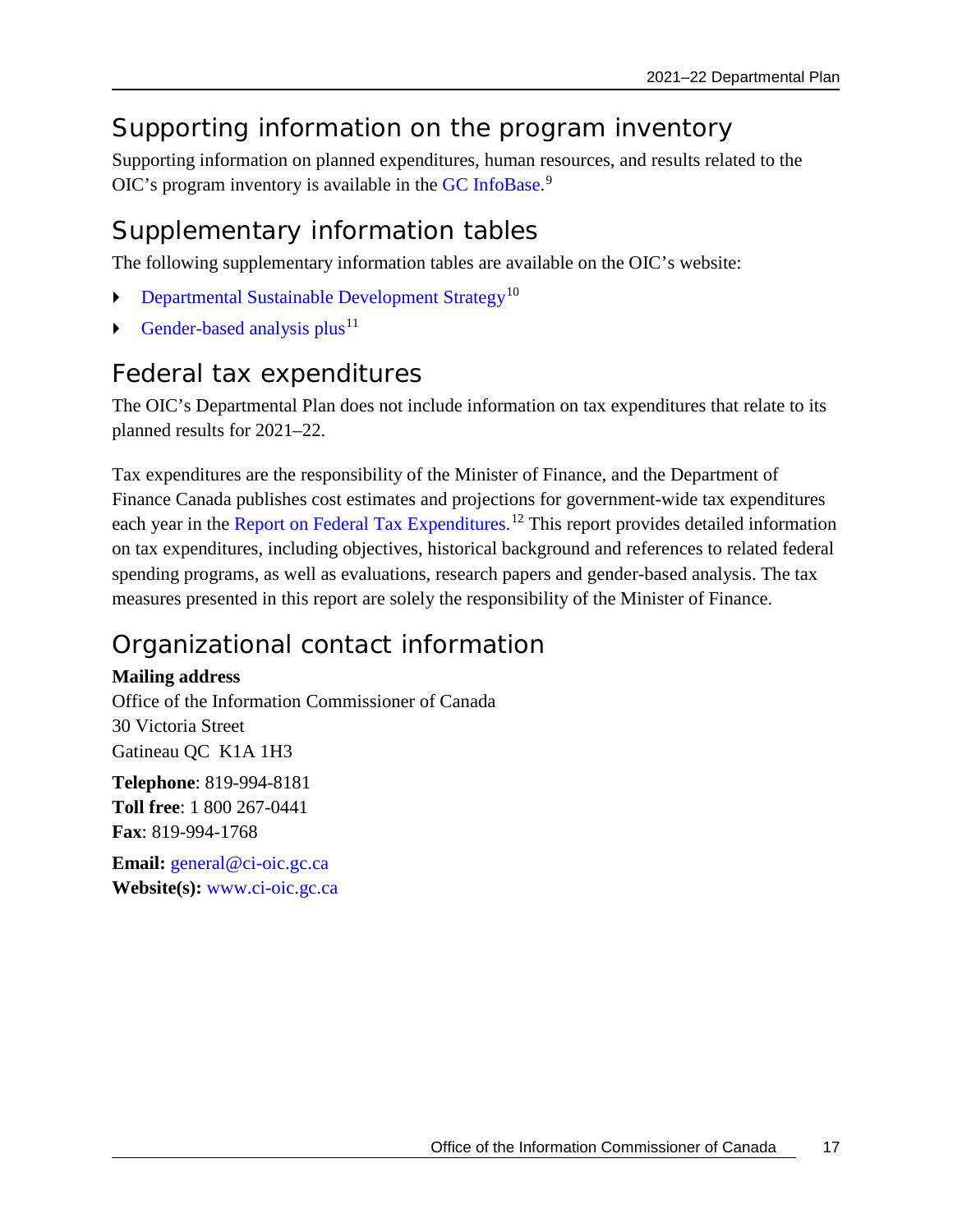## Supporting information on the program inventory

Supporting information on planned expenditures, human resources, and results related to the OIC's program inventory is available in the GC InfoBase.[9]

## Supplementary information tables

The following supplementary information tables are available on the OIC's website:

- Departmental Sustainable Development Strategy[10]
- Gender-based analysis plus[11]

## Federal tax expenditures

The OIC's Departmental Plan does not include information on tax expenditures that relate to its planned results for 2021–22.

Tax expenditures are the responsibility of the Minister of Finance, and the Department of Finance Canada publishes cost estimates and projections for government-wide tax expenditures each year in the Report on Federal Tax Expenditures.[12] This report provides detailed information on tax expenditures, including objectives, historical background and references to related federal spending programs, as well as evaluations, research papers and gender-based analysis. The tax measures presented in this report are solely the responsibility of the Minister of Finance.

## Organizational contact information

**Mailing address**
Office of the Information Commissioner of Canada
30 Victoria Street
Gatineau QC  K1A 1H3

**Telephone**: 819-994-8181
**Toll free**: 1 800 267-0441
**Fax**: 819-994-1768

**Email:** general@ci-oic.gc.ca
**Website(s):** www.ci-oic.gc.ca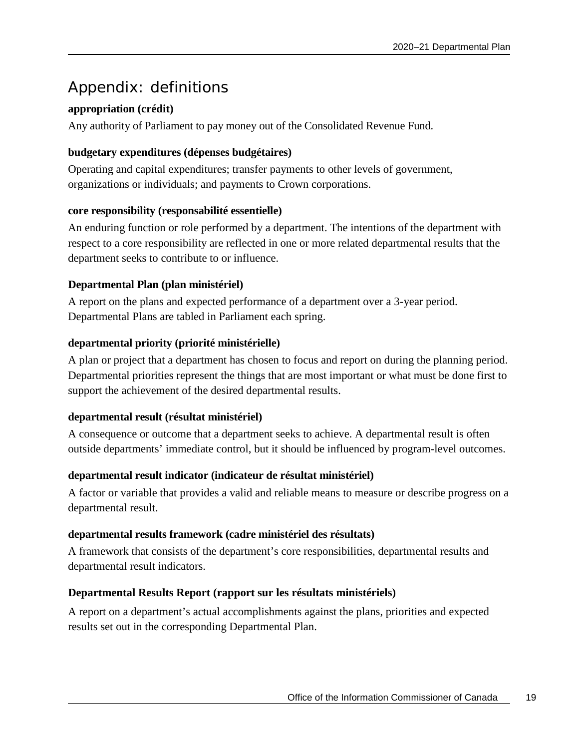# Appendix: definitions

**appropriation (crédit)**

Any authority of Parliament to pay money out of the Consolidated Revenue Fund.

**budgetary expenditures (dépenses budgétaires)**

Operating and capital expenditures; transfer payments to other levels of government, organizations or individuals; and payments to Crown corporations.

**core responsibility (responsabilité essentielle)**

An enduring function or role performed by a department. The intentions of the department with respect to a core responsibility are reflected in one or more related departmental results that the department seeks to contribute to or influence.

**Departmental Plan (plan ministériel)**

A report on the plans and expected performance of a department over a 3-year period. Departmental Plans are tabled in Parliament each spring.

**departmental priority (priorité ministérielle)**

A plan or project that a department has chosen to focus and report on during the planning period. Departmental priorities represent the things that are most important or what must be done first to support the achievement of the desired departmental results.

**departmental result (résultat ministériel)**

A consequence or outcome that a department seeks to achieve. A departmental result is often outside departments' immediate control, but it should be influenced by program-level outcomes.

**departmental result indicator (indicateur de résultat ministériel)**

A factor or variable that provides a valid and reliable means to measure or describe progress on a departmental result.

**departmental results framework (cadre ministériel des résultats)**

A framework that consists of the department's core responsibilities, departmental results and departmental result indicators.

**Departmental Results Report (rapport sur les résultats ministériels)**

A report on a department's actual accomplishments against the plans, priorities and expected results set out in the corresponding Departmental Plan.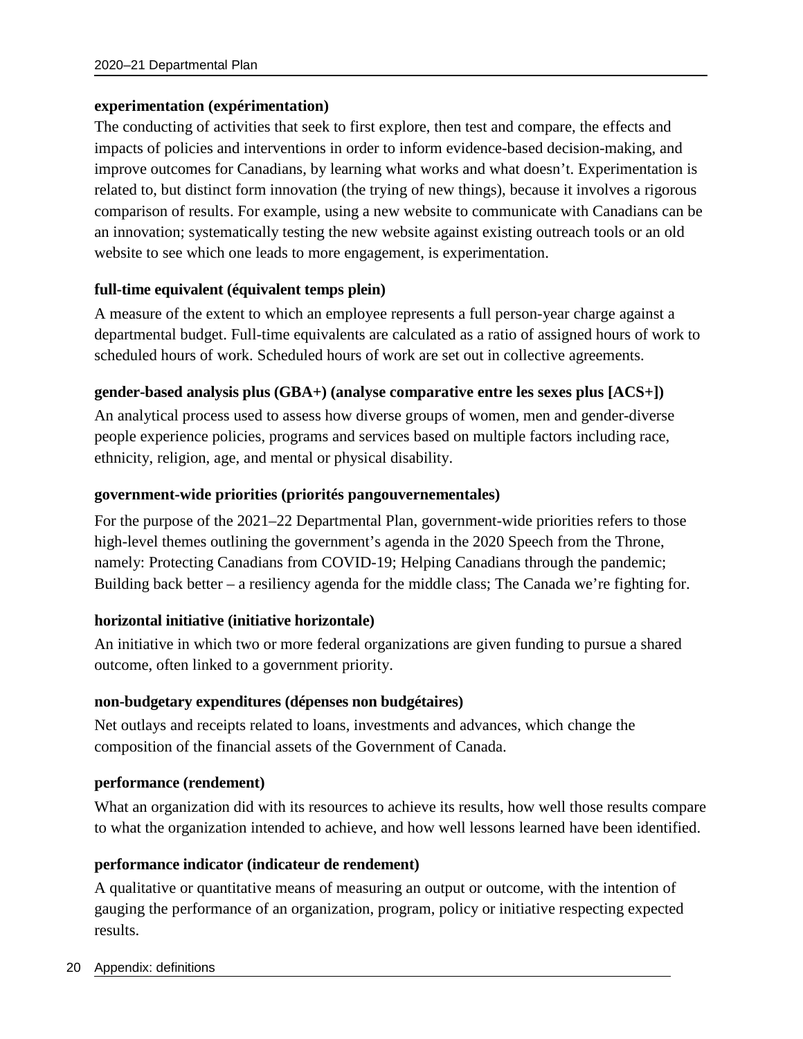**experimentation (expérimentation)**

The conducting of activities that seek to first explore, then test and compare, the effects and impacts of policies and interventions in order to inform evidence-based decision-making, and improve outcomes for Canadians, by learning what works and what doesn't. Experimentation is related to, but distinct form innovation (the trying of new things), because it involves a rigorous comparison of results. For example, using a new website to communicate with Canadians can be an innovation; systematically testing the new website against existing outreach tools or an old website to see which one leads to more engagement, is experimentation.

**full-time equivalent (équivalent temps plein)**

A measure of the extent to which an employee represents a full person-year charge against a departmental budget. Full-time equivalents are calculated as a ratio of assigned hours of work to scheduled hours of work. Scheduled hours of work are set out in collective agreements.

**gender-based analysis plus (GBA+) (analyse comparative entre les sexes plus [ACS+])**

An analytical process used to assess how diverse groups of women, men and gender-diverse people experience policies, programs and services based on multiple factors including race, ethnicity, religion, age, and mental or physical disability.

**government-wide priorities (priorités pangouvernementales)**

For the purpose of the 2021–22 Departmental Plan, government-wide priorities refers to those high-level themes outlining the government's agenda in the 2020 Speech from the Throne, namely: Protecting Canadians from COVID-19; Helping Canadians through the pandemic; Building back better – a resiliency agenda for the middle class; The Canada we're fighting for.

**horizontal initiative (initiative horizontale)**

An initiative in which two or more federal organizations are given funding to pursue a shared outcome, often linked to a government priority.

**non-budgetary expenditures (dépenses non budgétaires)**

Net outlays and receipts related to loans, investments and advances, which change the composition of the financial assets of the Government of Canada.

**performance (rendement)**

What an organization did with its resources to achieve its results, how well those results compare to what the organization intended to achieve, and how well lessons learned have been identified.

**performance indicator (indicateur de rendement)**

A qualitative or quantitative means of measuring an output or outcome, with the intention of gauging the performance of an organization, program, policy or initiative respecting expected results.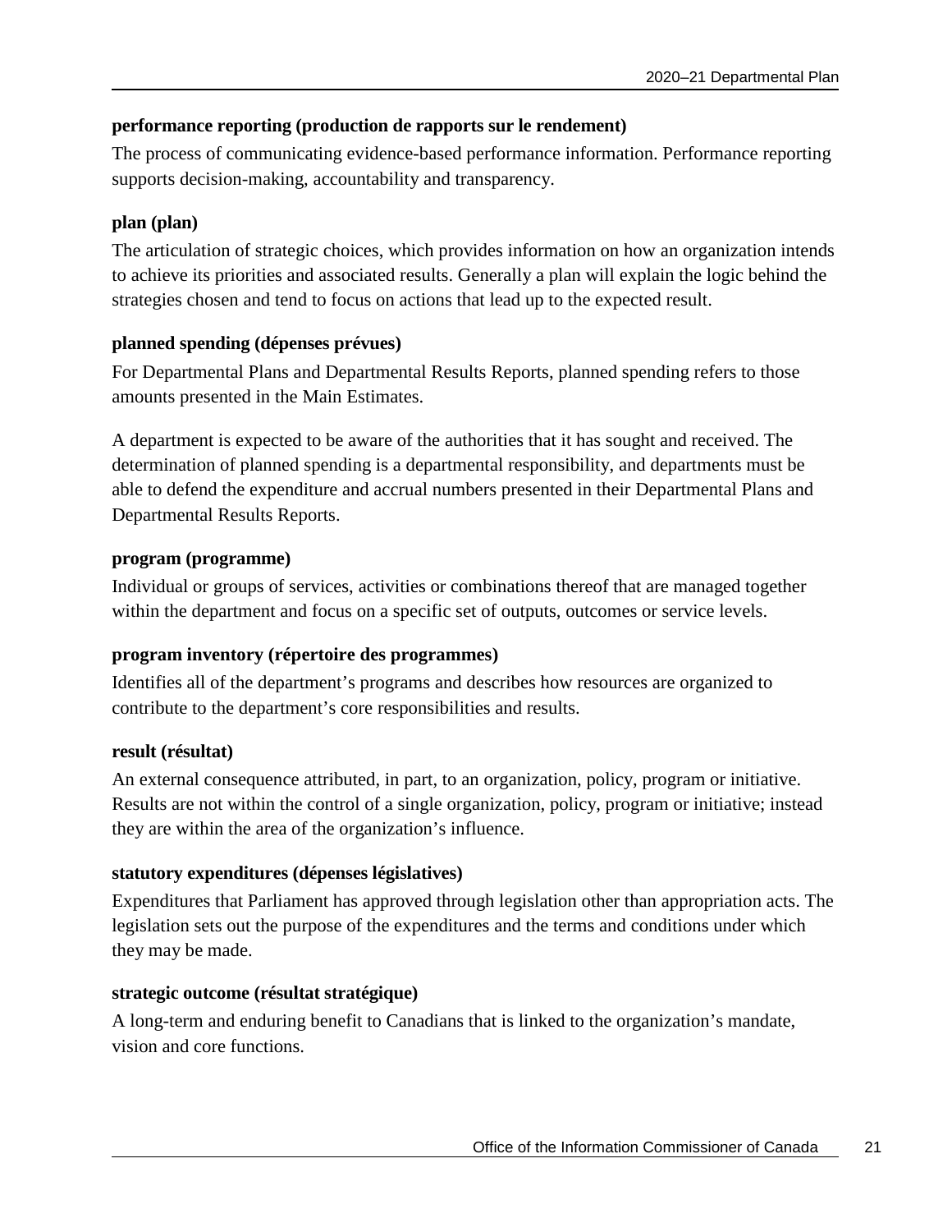**performance reporting (production de rapports sur le rendement)**

The process of communicating evidence-based performance information. Performance reporting supports decision-making, accountability and transparency.

**plan (plan)**

The articulation of strategic choices, which provides information on how an organization intends to achieve its priorities and associated results. Generally a plan will explain the logic behind the strategies chosen and tend to focus on actions that lead up to the expected result.

**planned spending (dépenses prévues)**

For Departmental Plans and Departmental Results Reports, planned spending refers to those amounts presented in the Main Estimates.

A department is expected to be aware of the authorities that it has sought and received. The determination of planned spending is a departmental responsibility, and departments must be able to defend the expenditure and accrual numbers presented in their Departmental Plans and Departmental Results Reports.

**program (programme)**

Individual or groups of services, activities or combinations thereof that are managed together within the department and focus on a specific set of outputs, outcomes or service levels.

**program inventory (répertoire des programmes)**

Identifies all of the department's programs and describes how resources are organized to contribute to the department's core responsibilities and results.

**result (résultat)**

An external consequence attributed, in part, to an organization, policy, program or initiative. Results are not within the control of a single organization, policy, program or initiative; instead they are within the area of the organization's influence.

**statutory expenditures (dépenses législatives)**

Expenditures that Parliament has approved through legislation other than appropriation acts. The legislation sets out the purpose of the expenditures and the terms and conditions under which they may be made.

**strategic outcome (résultat stratégique)**

A long-term and enduring benefit to Canadians that is linked to the organization's mandate, vision and core functions.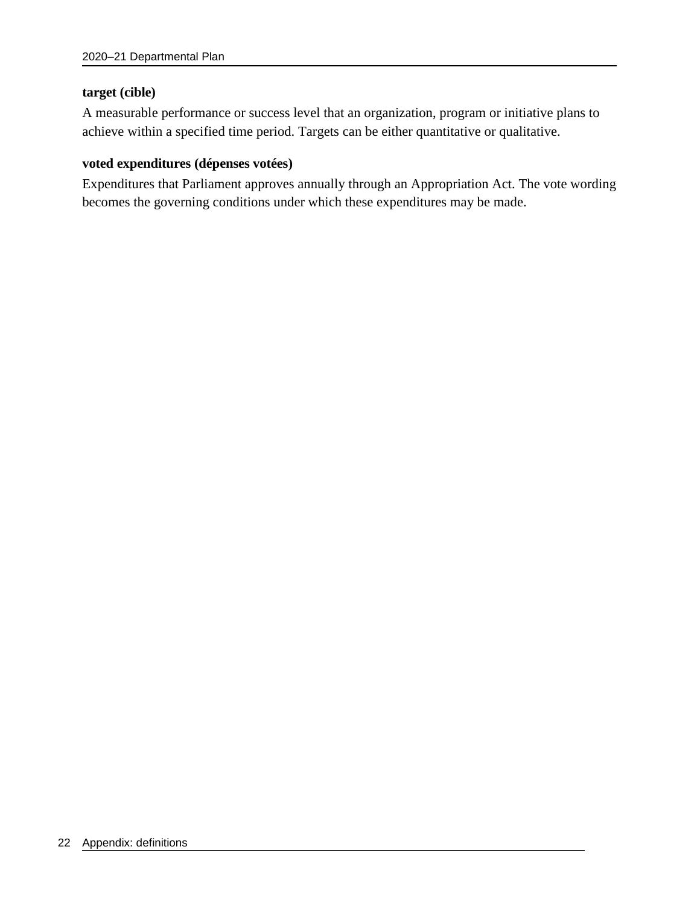**target (cible)**

A measurable performance or success level that an organization, program or initiative plans to achieve within a specified time period. Targets can be either quantitative or qualitative.

**voted expenditures (dépenses votées)**

Expenditures that Parliament approves annually through an Appropriation Act. The vote wording becomes the governing conditions under which these expenditures may be made.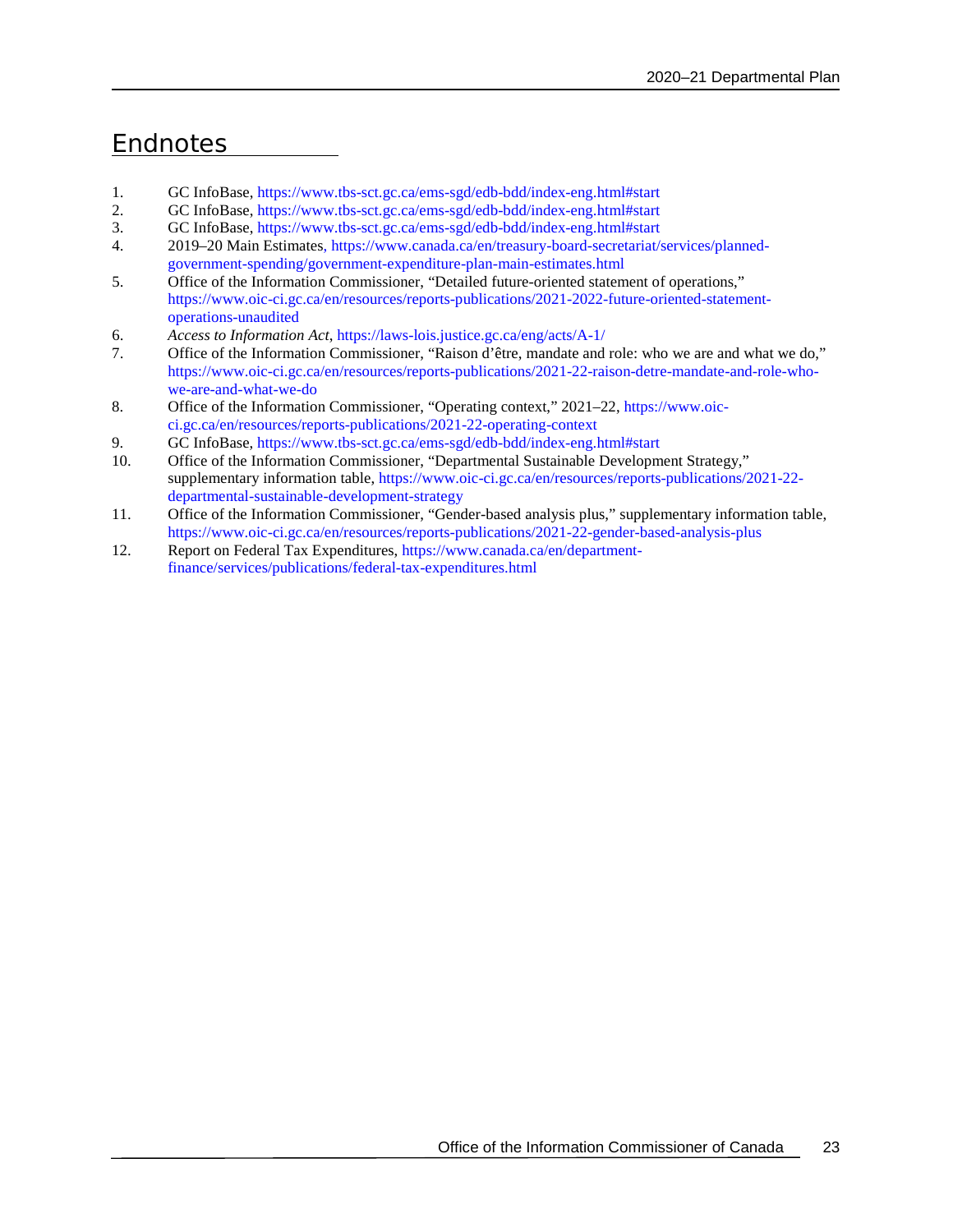# Endnotes

1. GC InfoBase, https://www.tbs-sct.gc.ca/ems-sgd/edb-bdd/index-eng.html#start
2. GC InfoBase, https://www.tbs-sct.gc.ca/ems-sgd/edb-bdd/index-eng.html#start
3. GC InfoBase, https://www.tbs-sct.gc.ca/ems-sgd/edb-bdd/index-eng.html#start
4. 2019–20 Main Estimates, https://www.canada.ca/en/treasury-board-secretariat/services/planned-government-spending/government-expenditure-plan-main-estimates.html
5. Office of the Information Commissioner, "Detailed future-oriented statement of operations," https://www.oic-ci.gc.ca/en/resources/reports-publications/2021-2022-future-oriented-statement-operations-unaudited
6. *Access to Information Act*, https://laws-lois.justice.gc.ca/eng/acts/A-1/
7. Office of the Information Commissioner, "Raison d'être, mandate and role: who we are and what we do," https://www.oic-ci.gc.ca/en/resources/reports-publications/2021-22-raison-detre-mandate-and-role-who-we-are-and-what-we-do
8. Office of the Information Commissioner, "Operating context," 2021–22, https://www.oic-ci.gc.ca/en/resources/reports-publications/2021-22-operating-context
9. GC InfoBase, https://www.tbs-sct.gc.ca/ems-sgd/edb-bdd/index-eng.html#start
10. Office of the Information Commissioner, "Departmental Sustainable Development Strategy," supplementary information table, https://www.oic-ci.gc.ca/en/resources/reports-publications/2021-22-departmental-sustainable-development-strategy
11. Office of the Information Commissioner, "Gender-based analysis plus," supplementary information table, https://www.oic-ci.gc.ca/en/resources/reports-publications/2021-22-gender-based-analysis-plus
12. Report on Federal Tax Expenditures, https://www.canada.ca/en/department-finance/services/publications/federal-tax-expenditures.html